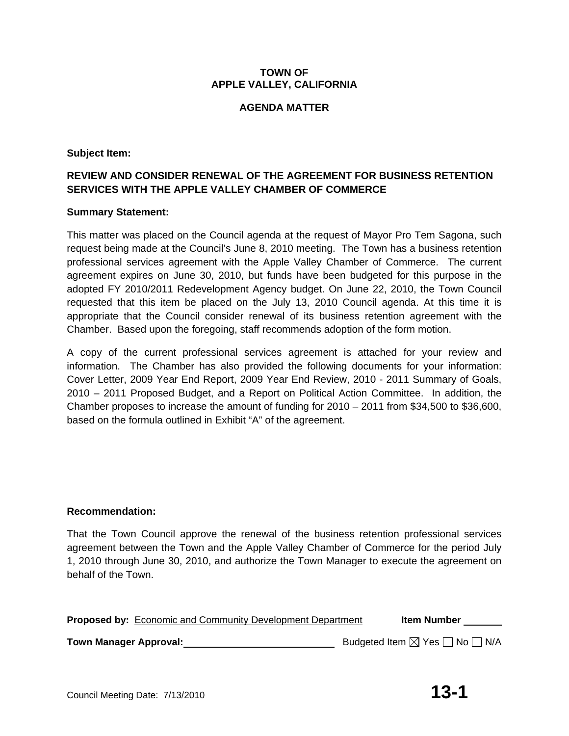**TOWN OF**
**APPLE VALLEY, CALIFORNIA**

**AGENDA MATTER**

**Subject Item:**

**REVIEW AND CONSIDER RENEWAL OF THE AGREEMENT FOR BUSINESS RETENTION SERVICES WITH THE APPLE VALLEY CHAMBER OF COMMERCE**

**Summary Statement:**

This matter was placed on the Council agenda at the request of Mayor Pro Tem Sagona, such request being made at the Council's June 8, 2010 meeting. The Town has a business retention professional services agreement with the Apple Valley Chamber of Commerce. The current agreement expires on June 30, 2010, but funds have been budgeted for this purpose in the adopted FY 2010/2011 Redevelopment Agency budget. On June 22, 2010, the Town Council requested that this item be placed on the July 13, 2010 Council agenda. At this time it is appropriate that the Council consider renewal of its business retention agreement with the Chamber. Based upon the foregoing, staff recommends adoption of the form motion.

A copy of the current professional services agreement is attached for your review and information. The Chamber has also provided the following documents for your information: Cover Letter, 2009 Year End Report, 2009 Year End Review, 2010 - 2011 Summary of Goals, 2010 – 2011 Proposed Budget, and a Report on Political Action Committee. In addition, the Chamber proposes to increase the amount of funding for 2010 – 2011 from $34,500 to $36,600, based on the formula outlined in Exhibit "A" of the agreement.

**Recommendation:**

That the Town Council approve the renewal of the business retention professional services agreement between the Town and the Apple Valley Chamber of Commerce for the period July 1, 2010 through June 30, 2010, and authorize the Town Manager to execute the agreement on behalf of the Town.

**Proposed by:** Economic and Community Development Department **Item Number** ______

**Town Manager Approval:** ____________________ Budgeted Item ☒ Yes ☐ No ☐ N/A

Council Meeting Date: 7/13/2010 **13-1**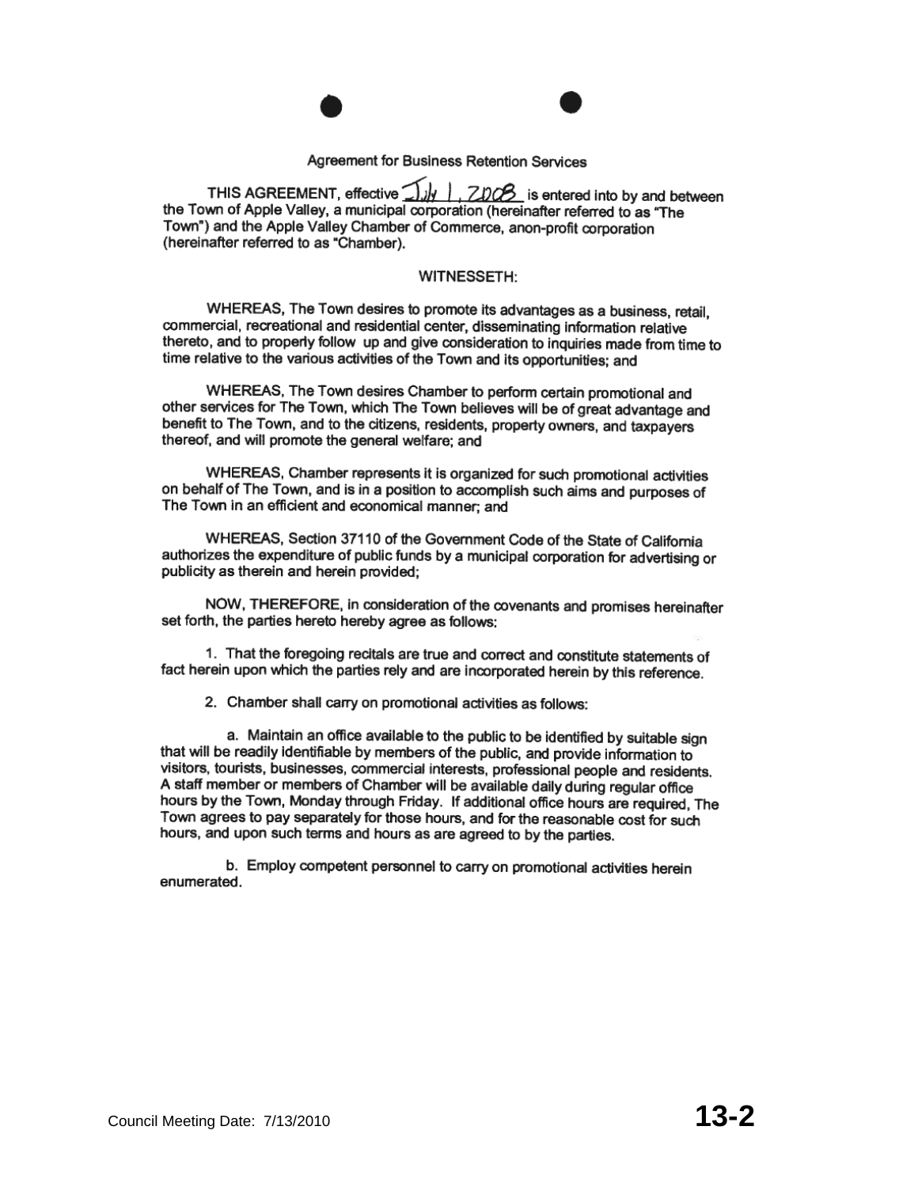## Agreement for Business Retention Services

THIS AGREEMENT, effective July 1, 2008 is entered into by and between the Town of Apple Valley, a municipal corporation (hereinafter referred to as "The Town") and the Apple Valley Chamber of Commerce, anon-profit corporation (hereinafter referred to as "Chamber).

WITNESSETH:

WHEREAS, The Town desires to promote its advantages as a business, retail, commercial, recreational and residential center, disseminating information relative thereto, and to properly follow up and give consideration to inquiries made from time to time relative to the various activities of the Town and its opportunities; and

WHEREAS, The Town desires Chamber to perform certain promotional and other services for The Town, which The Town believes will be of great advantage and benefit to The Town, and to the citizens, residents, property owners, and taxpayers thereof, and will promote the general welfare; and

WHEREAS, Chamber represents it is organized for such promotional activities on behalf of The Town, and is in a position to accomplish such aims and purposes of The Town in an efficient and economical manner; and

WHEREAS, Section 37110 of the Government Code of the State of California authorizes the expenditure of public funds by a municipal corporation for advertising or publicity as therein and herein provided;

NOW, THEREFORE, in consideration of the covenants and promises hereinafter set forth, the parties hereto hereby agree as follows:

1. That the foregoing recitals are true and correct and constitute statements of fact herein upon which the parties rely and are incorporated herein by this reference.

2. Chamber shall carry on promotional activities as follows:

a. Maintain an office available to the public to be identified by suitable sign that will be readily identifiable by members of the public, and provide information to visitors, tourists, businesses, commercial interests, professional people and residents. A staff member or members of Chamber will be available daily during regular office hours by the Town, Monday through Friday. If additional office hours are required, The Town agrees to pay separately for those hours, and for the reasonable cost for such hours, and upon such terms and hours as are agreed to by the parties.

b. Employ competent personnel to carry on promotional activities herein enumerated.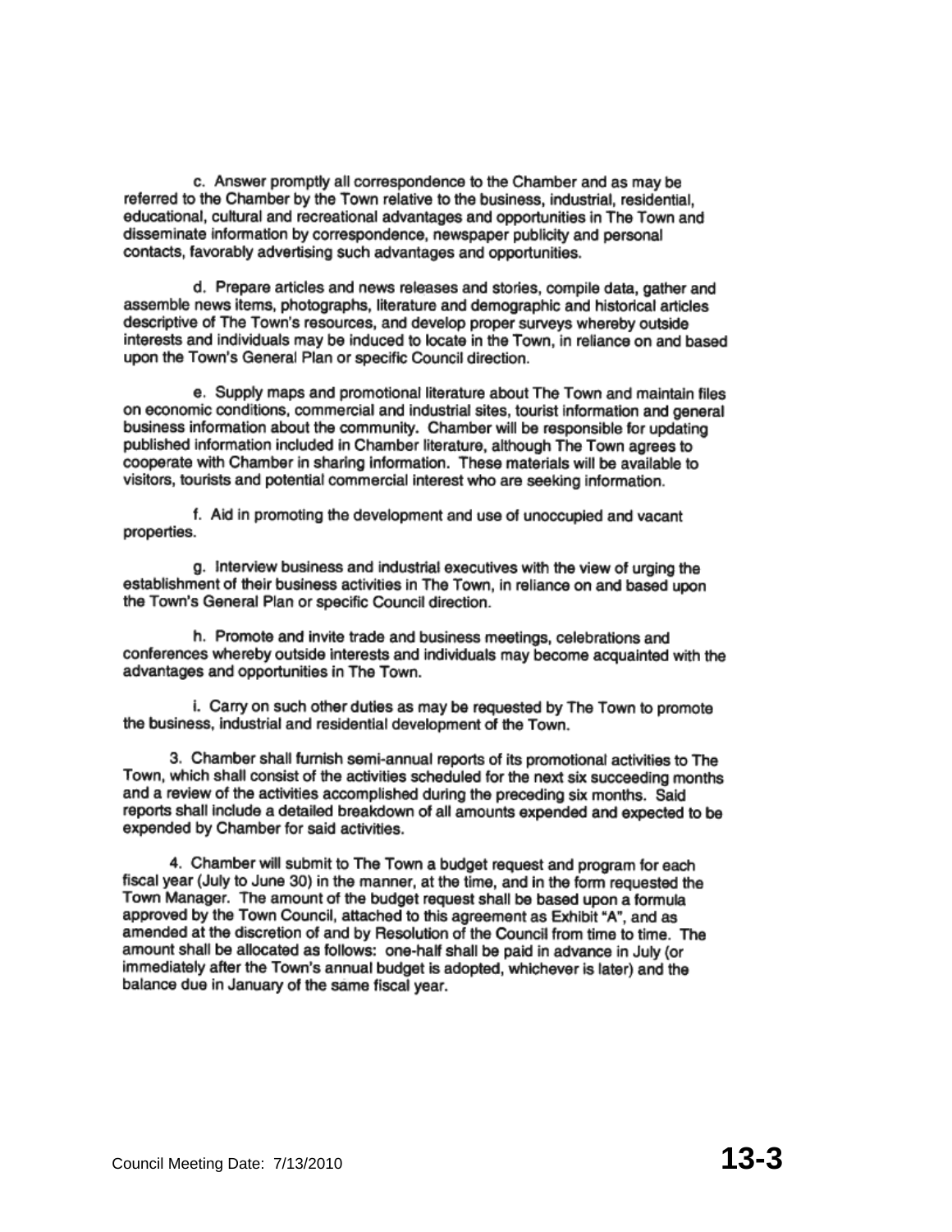c. Answer promptly all correspondence to the Chamber and as may be referred to the Chamber by the Town relative to the business, industrial, residential, educational, cultural and recreational advantages and opportunities in The Town and disseminate information by correspondence, newspaper publicity and personal contacts, favorably advertising such advantages and opportunities.

d. Prepare articles and news releases and stories, compile data, gather and assemble news items, photographs, literature and demographic and historical articles descriptive of The Town's resources, and develop proper surveys whereby outside interests and individuals may be induced to locate in the Town, in reliance on and based upon the Town's General Plan or specific Council direction.

e. Supply maps and promotional literature about The Town and maintain files on economic conditions, commercial and industrial sites, tourist information and general business information about the community. Chamber will be responsible for updating published information included in Chamber literature, although The Town agrees to cooperate with Chamber in sharing information. These materials will be available to visitors, tourists and potential commercial interest who are seeking information.

f. Aid in promoting the development and use of unoccupied and vacant properties.

g. Interview business and industrial executives with the view of urging the establishment of their business activities in The Town, in reliance on and based upon the Town's General Plan or specific Council direction.

h. Promote and invite trade and business meetings, celebrations and conferences whereby outside interests and individuals may become acquainted with the advantages and opportunities in The Town.

i. Carry on such other duties as may be requested by The Town to promote the business, industrial and residential development of the Town.

3. Chamber shall furnish semi-annual reports of its promotional activities to The Town, which shall consist of the activities scheduled for the next six succeeding months and a review of the activities accomplished during the preceding six months. Said reports shall include a detailed breakdown of all amounts expended and expected to be expended by Chamber for said activities.

4. Chamber will submit to The Town a budget request and program for each fiscal year (July to June 30) in the manner, at the time, and in the form requested the Town Manager. The amount of the budget request shall be based upon a formula approved by the Town Council, attached to this agreement as Exhibit "A", and as amended at the discretion of and by Resolution of the Council from time to time. The amount shall be allocated as follows: one-half shall be paid in advance in July (or immediately after the Town's annual budget is adopted, whichever is later) and the balance due in January of the same fiscal year.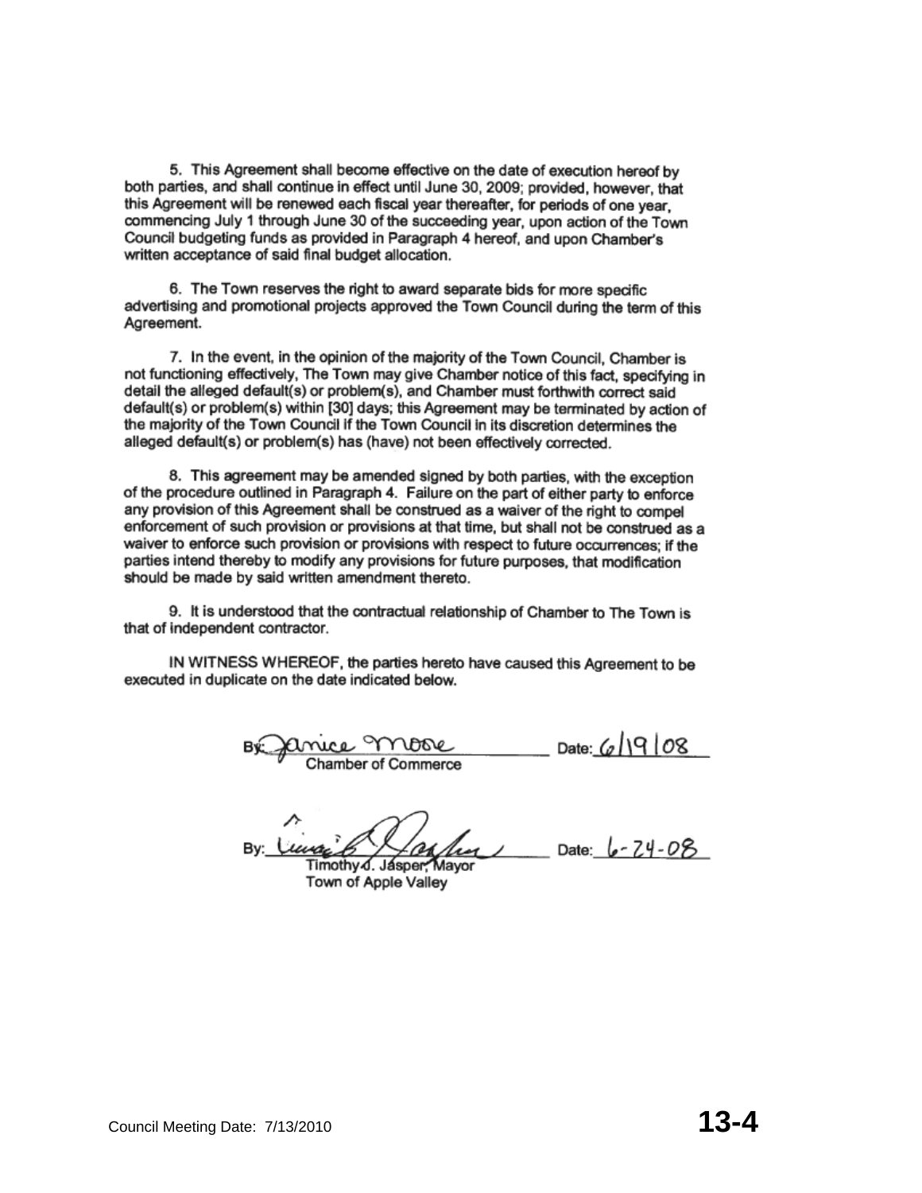5. This Agreement shall become effective on the date of execution hereof by both parties, and shall continue in effect until June 30, 2009; provided, however, that this Agreement will be renewed each fiscal year thereafter, for periods of one year, commencing July 1 through June 30 of the succeeding year, upon action of the Town Council budgeting funds as provided in Paragraph 4 hereof, and upon Chamber's written acceptance of said final budget allocation.

6. The Town reserves the right to award separate bids for more specific advertising and promotional projects approved the Town Council during the term of this Agreement.

7. In the event, in the opinion of the majority of the Town Council, Chamber is not functioning effectively, The Town may give Chamber notice of this fact, specifying in detail the alleged default(s) or problem(s), and Chamber must forthwith correct said default(s) or problem(s) within [30] days; this Agreement may be terminated by action of the majority of the Town Council if the Town Council in its discretion determines the alleged default(s) or problem(s) has (have) not been effectively corrected.

8. This agreement may be amended signed by both parties, with the exception of the procedure outlined in Paragraph 4. Failure on the part of either party to enforce any provision of this Agreement shall be construed as a waiver of the right to compel enforcement of such provision or provisions at that time, but shall not be construed as a waiver to enforce such provision or provisions with respect to future occurrences; if the parties intend thereby to modify any provisions for future purposes, that modification should be made by said written amendment thereto.

9. It is understood that the contractual relationship of Chamber to The Town is that of independent contractor.

IN WITNESS WHEREOF, the parties hereto have caused this Agreement to be executed in duplicate on the date indicated below.

By: Janice Moore _________ Date: 6/19/08
Chamber of Commerce

By: _________ Date: 6-24-08
Timothy J. Jasper, Mayor
Town of Apple Valley

Council Meeting Date: 7/13/2010

13-4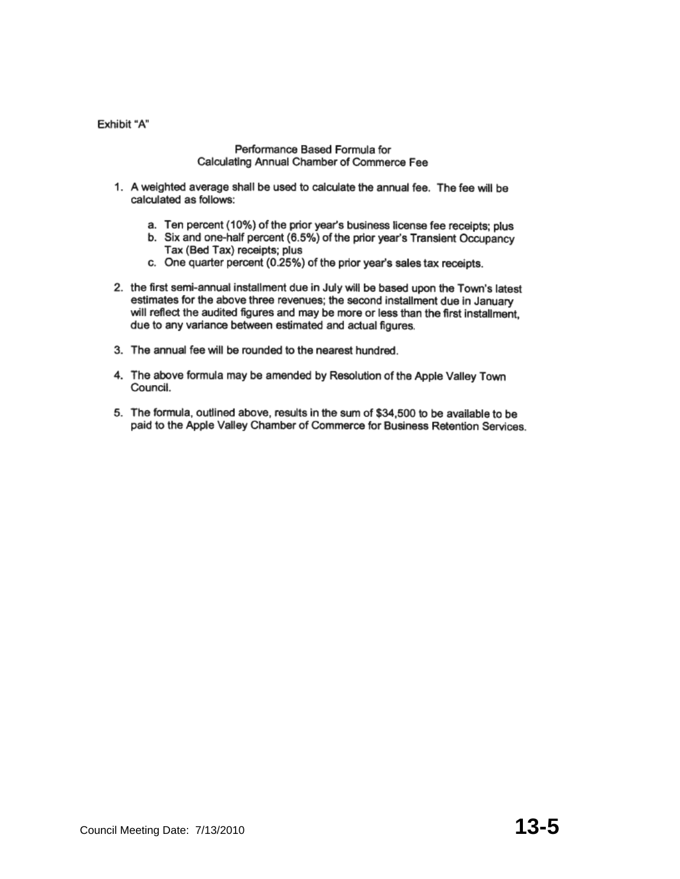Exhibit "A"

## Performance Based Formula for Calculating Annual Chamber of Commerce Fee

1. A weighted average shall be used to calculate the annual fee. The fee will be calculated as follows:

   a. Ten percent (10%) of the prior year's business license fee receipts; plus
   b. Six and one-half percent (6.5%) of the prior year's Transient Occupancy Tax (Bed Tax) receipts; plus
   c. One quarter percent (0.25%) of the prior year's sales tax receipts.

2. the first semi-annual installment due in July will be based upon the Town's latest estimates for the above three revenues; the second installment due in January will reflect the audited figures and may be more or less than the first installment, due to any variance between estimated and actual figures.

3. The annual fee will be rounded to the nearest hundred.

4. The above formula may be amended by Resolution of the Apple Valley Town Council.

5. The formula, outlined above, results in the sum of $34,500 to be available to be paid to the Apple Valley Chamber of Commerce for Business Retention Services.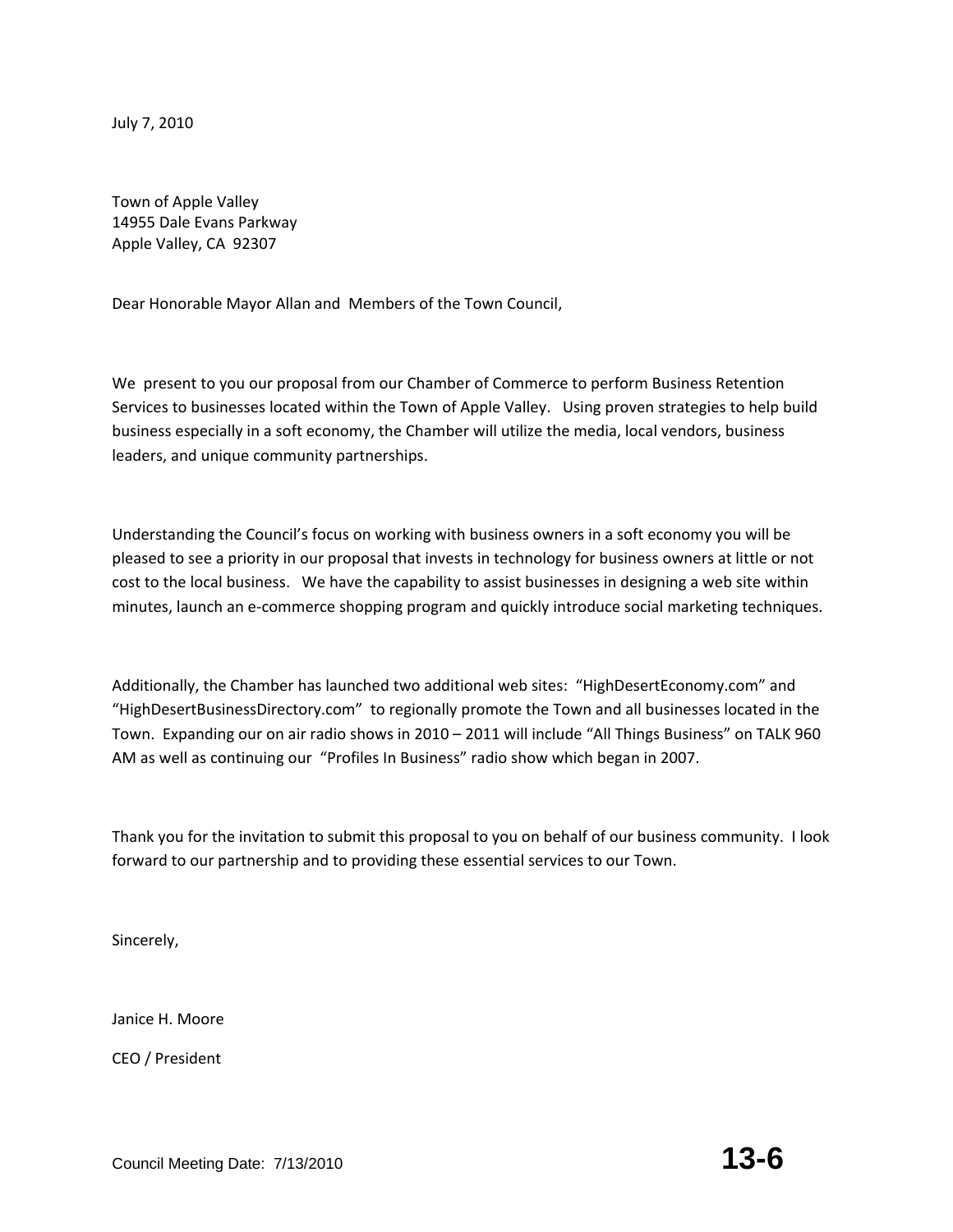July 7, 2010

Town of Apple Valley
14955 Dale Evans Parkway
Apple Valley, CA 92307

Dear Honorable Mayor Allan and Members of the Town Council,

We present to you our proposal from our Chamber of Commerce to perform Business Retention Services to businesses located within the Town of Apple Valley. Using proven strategies to help build business especially in a soft economy, the Chamber will utilize the media, local vendors, business leaders, and unique community partnerships.

Understanding the Council's focus on working with business owners in a soft economy you will be pleased to see a priority in our proposal that invests in technology for business owners at little or not cost to the local business. We have the capability to assist businesses in designing a web site within minutes, launch an e-commerce shopping program and quickly introduce social marketing techniques.

Additionally, the Chamber has launched two additional web sites: "HighDesertEconomy.com" and "HighDesertBusinessDirectory.com" to regionally promote the Town and all businesses located in the Town. Expanding our on air radio shows in 2010 – 2011 will include "All Things Business" on TALK 960 AM as well as continuing our "Profiles In Business" radio show which began in 2007.

Thank you for the invitation to submit this proposal to you on behalf of our business community. I look forward to our partnership and to providing these essential services to our Town.

Sincerely,

Janice H. Moore

CEO / President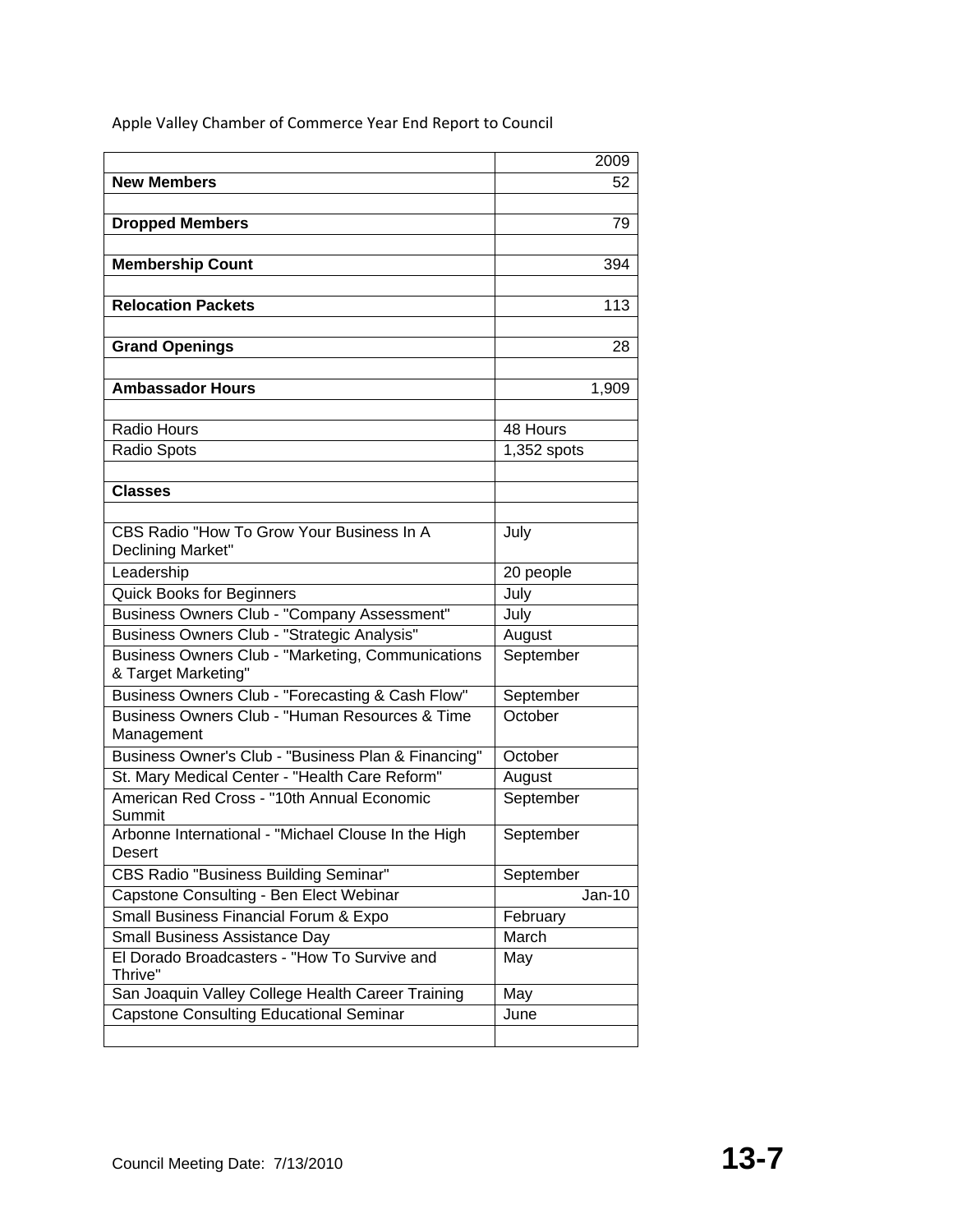Apple Valley Chamber of Commerce Year End Report to Council

| | 2009 |
|---|---|
| **New Members** | 52 |
| | |
| **Dropped Members** | 79 |
| | |
| **Membership Count** | 394 |
| | |
| **Relocation Packets** | 113 |
| | |
| **Grand Openings** | 28 |
| | |
| **Ambassador Hours** | 1,909 |
| | |
| Radio Hours | 48 Hours |
| Radio Spots | 1,352 spots |
| | |
| **Classes** | |
| | |
| CBS Radio "How To Grow Your Business In A Declining Market" | July |
| Leadership | 20 people |
| Quick Books for Beginners | July |
| Business Owners Club - "Company Assessment" | July |
| Business Owners Club - "Strategic Analysis" | August |
| Business Owners Club - "Marketing, Communications & Target Marketing" | September |
| Business Owners Club - "Forecasting & Cash Flow" | September |
| Business Owners Club - "Human Resources & Time Management | October |
| Business Owner's Club - "Business Plan & Financing" | October |
| St. Mary Medical Center - "Health Care Reform" | August |
| American Red Cross - "10th Annual Economic Summit | September |
| Arbonne International - "Michael Clouse In the High Desert | September |
| CBS Radio "Business Building Seminar" | September |
| Capstone Consulting - Ben Elect Webinar | Jan-10 |
| Small Business Financial Forum & Expo | February |
| Small Business Assistance Day | March |
| El Dorado Broadcasters - "How To Survive and Thrive" | May |
| San Joaquin Valley College Health Career Training | May |
| Capstone Consulting Educational Seminar | June |
| | |

Council Meeting Date: 7/13/2010 **13-7**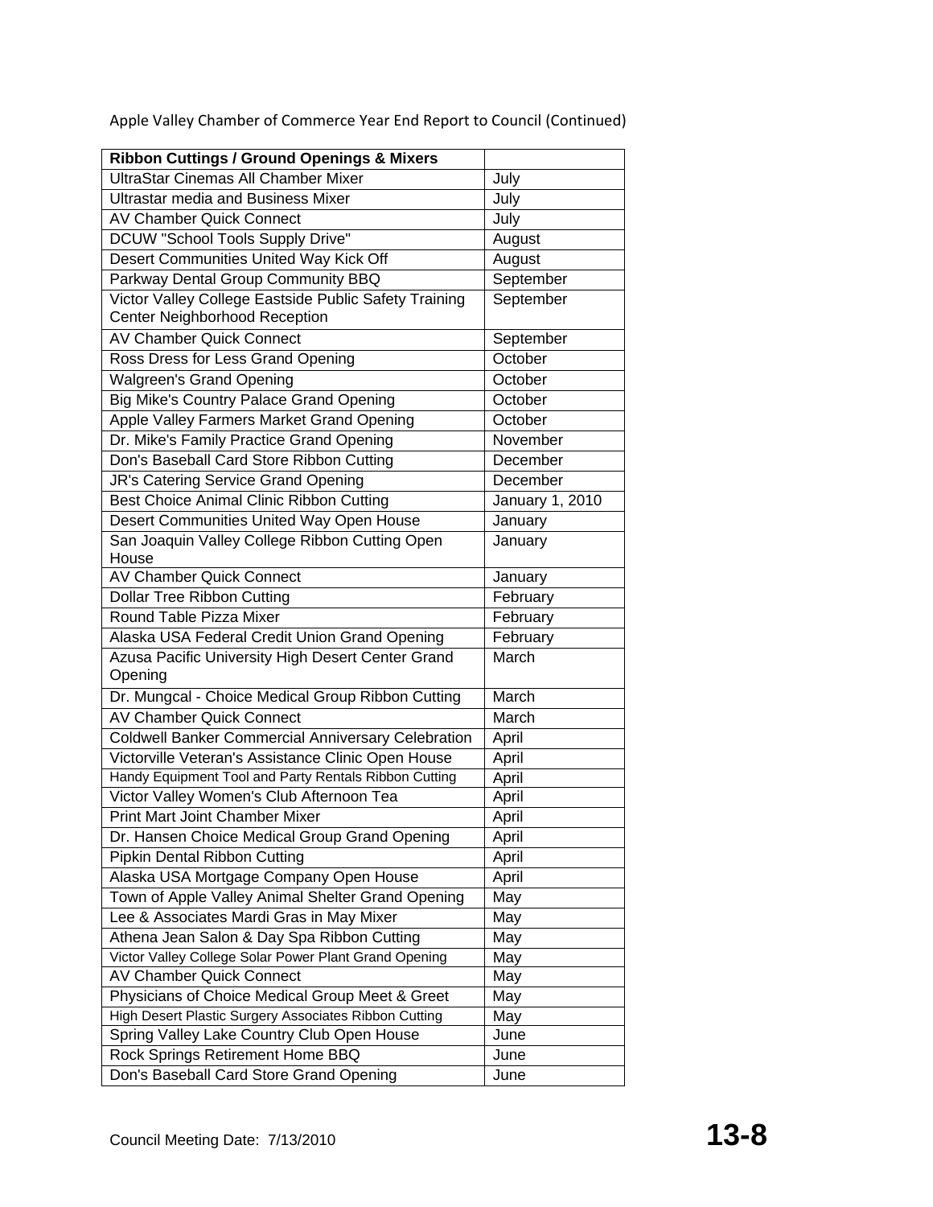Apple Valley Chamber of Commerce Year End Report to Council (Continued)

| **Ribbon Cuttings / Ground Openings & Mixers** | |
|---|---|
| UltraStar Cinemas All Chamber Mixer | July |
| Ultrastar media and Business Mixer | July |
| AV Chamber Quick Connect | July |
| DCUW "School Tools Supply Drive" | August |
| Desert Communities United Way Kick Off | August |
| Parkway Dental Group Community BBQ | September |
| Victor Valley College Eastside Public Safety Training Center Neighborhood Reception | September |
| AV Chamber Quick Connect | September |
| Ross Dress for Less Grand Opening | October |
| Walgreen's Grand Opening | October |
| Big Mike's Country Palace Grand Opening | October |
| Apple Valley Farmers Market Grand Opening | October |
| Dr. Mike's Family Practice Grand Opening | November |
| Don's Baseball Card Store Ribbon Cutting | December |
| JR's Catering Service Grand Opening | December |
| Best Choice Animal Clinic Ribbon Cutting | January 1, 2010 |
| Desert Communities United Way Open House | January |
| San Joaquin Valley College Ribbon Cutting Open House | January |
| AV Chamber Quick Connect | January |
| Dollar Tree Ribbon Cutting | February |
| Round Table Pizza Mixer | February |
| Alaska USA Federal Credit Union Grand Opening | February |
| Azusa Pacific University High Desert Center Grand Opening | March |
| Dr. Mungcal - Choice Medical Group Ribbon Cutting | March |
| AV Chamber Quick Connect | March |
| Coldwell Banker Commercial Anniversary Celebration | April |
| Victorville Veteran's Assistance Clinic Open House | April |
| Handy Equipment Tool and Party Rentals Ribbon Cutting | April |
| Victor Valley Women's Club Afternoon Tea | April |
| Print Mart Joint Chamber Mixer | April |
| Dr. Hansen Choice Medical Group Grand Opening | April |
| Pipkin Dental Ribbon Cutting | April |
| Alaska USA Mortgage Company Open House | April |
| Town of Apple Valley Animal Shelter Grand Opening | May |
| Lee & Associates Mardi Gras in May Mixer | May |
| Athena Jean Salon & Day Spa Ribbon Cutting | May |
| Victor Valley College Solar Power Plant Grand Opening | May |
| AV Chamber Quick Connect | May |
| Physicians of Choice Medical Group Meet & Greet | May |
| High Desert Plastic Surgery Associates Ribbon Cutting | May |
| Spring Valley Lake Country Club Open House | June |
| Rock Springs Retirement Home BBQ | June |
| Don's Baseball Card Store Grand Opening | June |

Council Meeting Date: 7/13/2010 **13-8**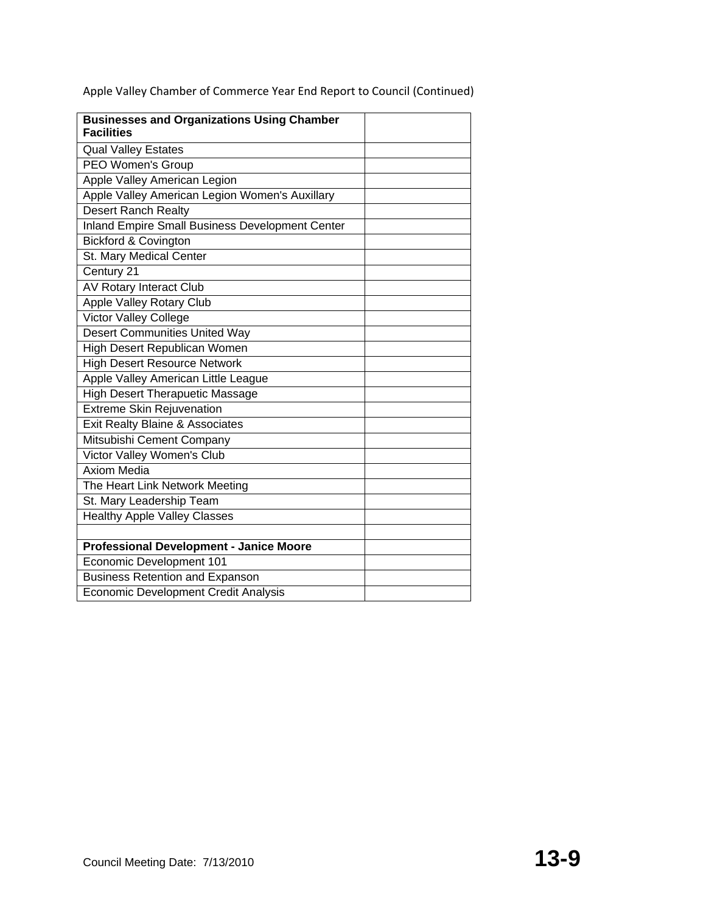Apple Valley Chamber of Commerce Year End Report to Council (Continued)

| **Businesses and Organizations Using Chamber Facilities** | |
|---|---|
| Qual Valley Estates | |
| PEO Women's Group | |
| Apple Valley American Legion | |
| Apple Valley American Legion Women's Auxillary | |
| Desert Ranch Realty | |
| Inland Empire Small Business Development Center | |
| Bickford & Covington | |
| St. Mary Medical Center | |
| Century 21 | |
| AV Rotary Interact Club | |
| Apple Valley Rotary Club | |
| Victor Valley College | |
| Desert Communities United Way | |
| High Desert Republican Women | |
| High Desert Resource Network | |
| Apple Valley American Little League | |
| High Desert Therapuetic Massage | |
| Extreme Skin Rejuvenation | |
| Exit Realty Blaine & Associates | |
| Mitsubishi Cement Company | |
| Victor Valley Women's Club | |
| Axiom Media | |
| The Heart Link Network Meeting | |
| St. Mary Leadership Team | |
| Healthy Apple Valley Classes | |
| | |
| **Professional Development - Janice Moore** | |
| Economic Development 101 | |
| Business Retention and Expanson | |
| Economic Development Credit Analysis | |

Council Meeting Date: 7/13/2010

**13-9**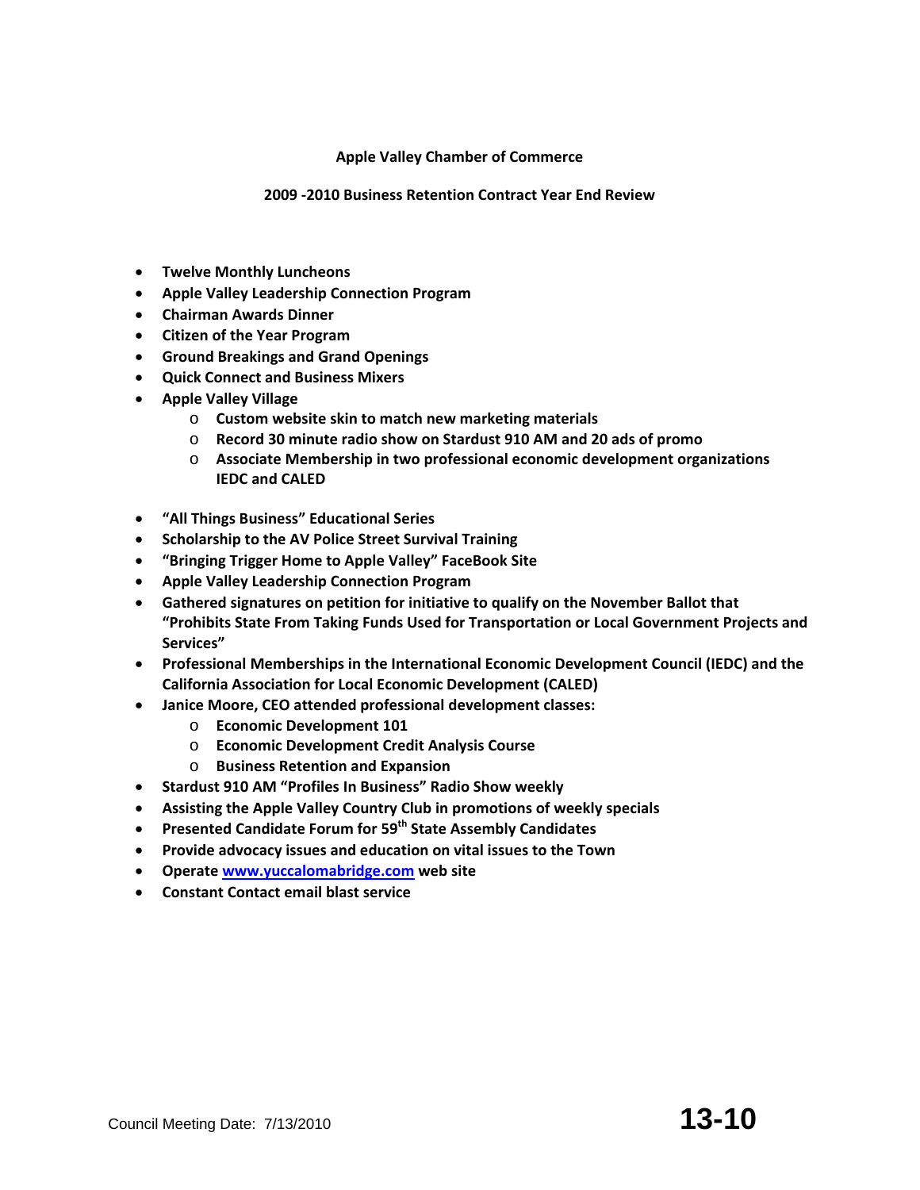**Apple Valley Chamber of Commerce**

**2009 -2010 Business Retention Contract Year End Review**

- **Twelve Monthly Luncheons**
- **Apple Valley Leadership Connection Program**
- **Chairman Awards Dinner**
- **Citizen of the Year Program**
- **Ground Breakings and Grand Openings**
- **Quick Connect and Business Mixers**
- **Apple Valley Village**
  - **Custom website skin to match new marketing materials**
  - **Record 30 minute radio show on Stardust 910 AM and 20 ads of promo**
  - **Associate Membership in two professional economic development organizations IEDC and CALED**
- **"All Things Business" Educational Series**
- **Scholarship to the AV Police Street Survival Training**
- **"Bringing Trigger Home to Apple Valley" FaceBook Site**
- **Apple Valley Leadership Connection Program**
- **Gathered signatures on petition for initiative to qualify on the November Ballot that "Prohibits State From Taking Funds Used for Transportation or Local Government Projects and Services"**
- **Professional Memberships in the International Economic Development Council (IEDC) and the California Association for Local Economic Development (CALED)**
- **Janice Moore, CEO attended professional development classes:**
  - **Economic Development 101**
  - **Economic Development Credit Analysis Course**
  - **Business Retention and Expansion**
- **Stardust 910 AM "Profiles In Business" Radio Show weekly**
- **Assisting the Apple Valley Country Club in promotions of weekly specials**
- **Presented Candidate Forum for 59th State Assembly Candidates**
- **Provide advocacy issues and education on vital issues to the Town**
- **Operate [www.yuccalomabridge.com](http://www.yuccalomabridge.com) web site**
- **Constant Contact email blast service**

Council Meeting Date: 7/13/2010 **13-10**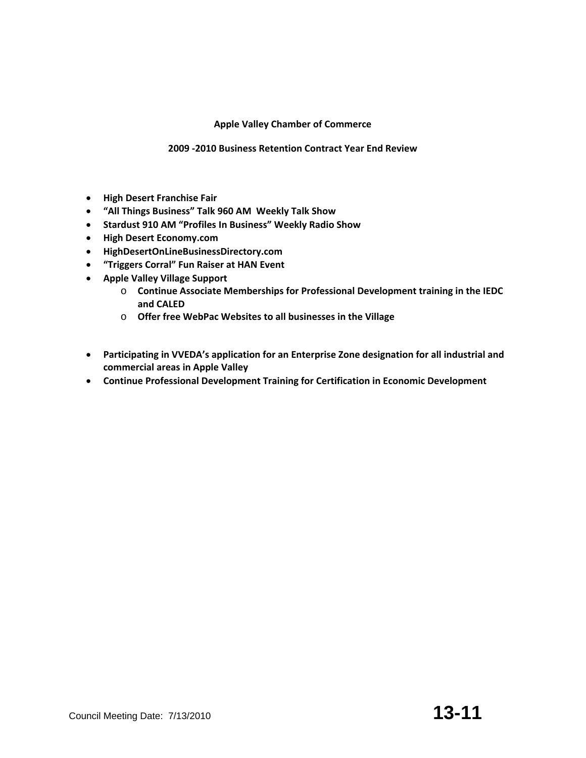**Apple Valley Chamber of Commerce**

**2009 -2010 Business Retention Contract Year End Review**

- **High Desert Franchise Fair**
- **"All Things Business" Talk 960 AM Weekly Talk Show**
- **Stardust 910 AM "Profiles In Business" Weekly Radio Show**
- **High Desert Economy.com**
- **HighDesertOnLineBusinessDirectory.com**
- **"Triggers Corral" Fun Raiser at HAN Event**
- **Apple Valley Village Support**
    - **Continue Associate Memberships for Professional Development training in the IEDC and CALED**
    - **Offer free WebPac Websites to all businesses in the Village**

- **Participating in VVEDA's application for an Enterprise Zone designation for all industrial and commercial areas in Apple Valley**
- **Continue Professional Development Training for Certification in Economic Development**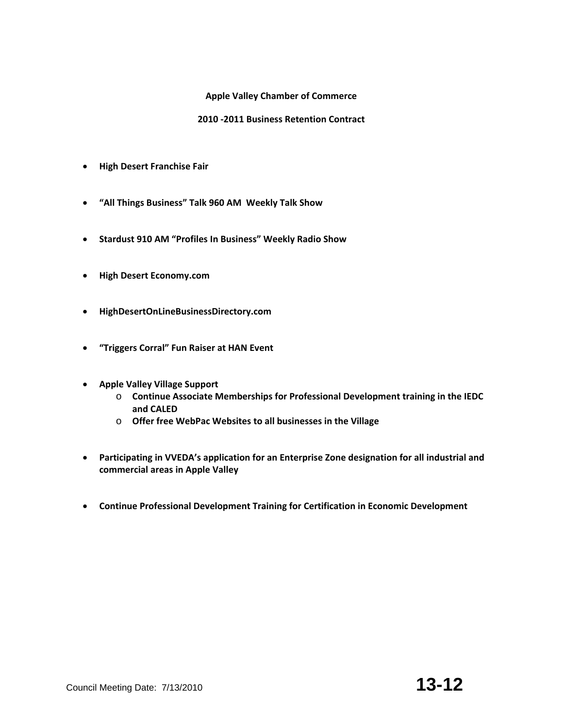**Apple Valley Chamber of Commerce**

**2010 -2011 Business Retention Contract**

- **High Desert Franchise Fair**
- **"All Things Business" Talk 960 AM Weekly Talk Show**
- **Stardust 910 AM "Profiles In Business" Weekly Radio Show**
- **High Desert Economy.com**
- **HighDesertOnLineBusinessDirectory.com**
- **"Triggers Corral" Fun Raiser at HAN Event**
- **Apple Valley Village Support**
    - **Continue Associate Memberships for Professional Development training in the IEDC and CALED**
    - **Offer free WebPac Websites to all businesses in the Village**
- **Participating in VVEDA's application for an Enterprise Zone designation for all industrial and commercial areas in Apple Valley**
- **Continue Professional Development Training for Certification in Economic Development**

Council Meeting Date: 7/13/2010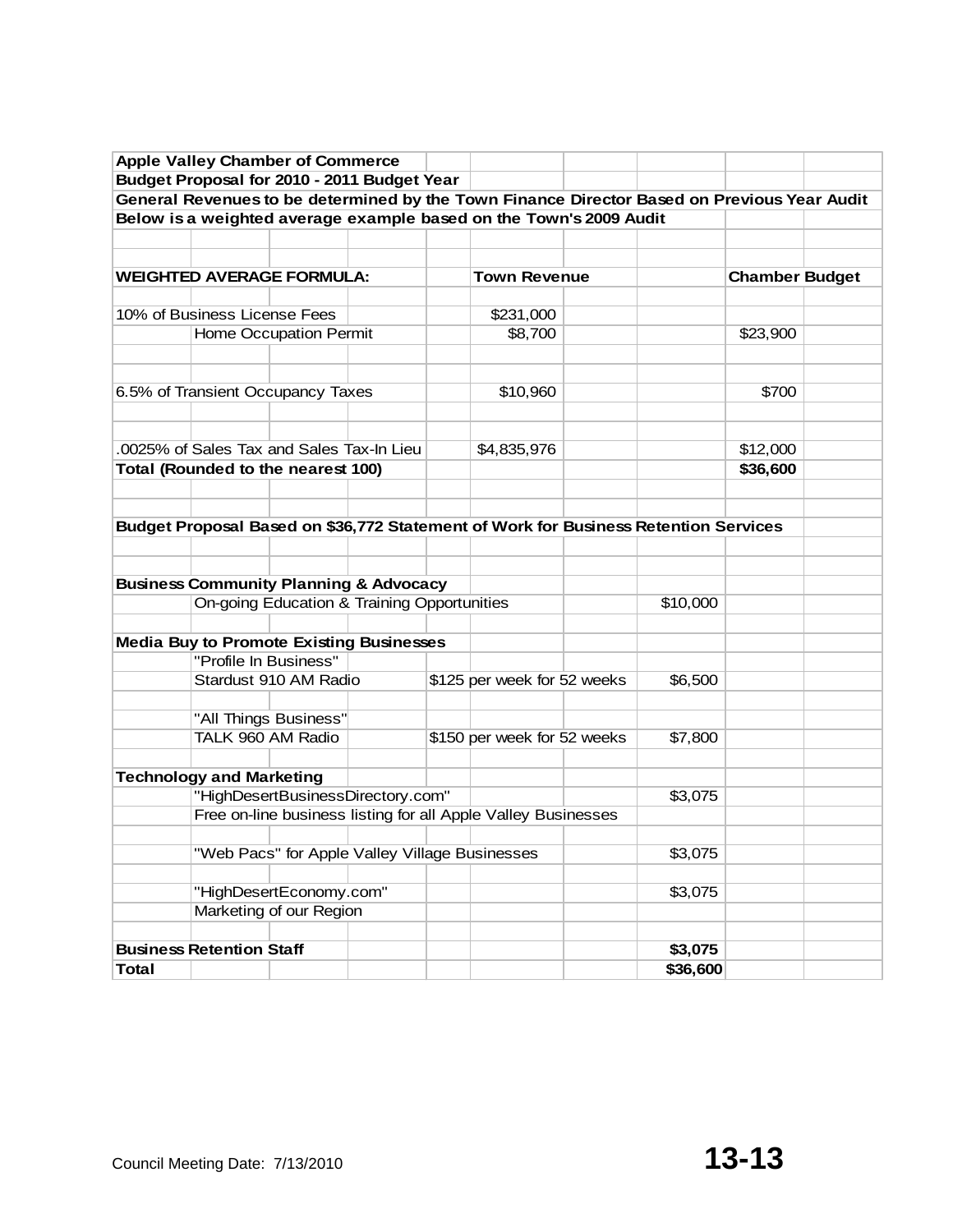**Apple Valley Chamber of Commerce**
**Budget Proposal for 2010 - 2011 Budget Year**
**General Revenues to be determined by the Town Finance Director Based on Previous Year Audit**
**Below is a weighted average example based on the Town's 2009 Audit**

| WEIGHTED AVERAGE FORMULA: | | Town Revenue | Chamber Budget |
|---|---|---|---|
| 10% of Business License Fees | | $231,000 | |
| | Home Occupation Permit | $8,700 | $23,900 |
| 6.5% of Transient Occupancy Taxes | | $10,960 | $700 |
| .0025% of Sales Tax and Sales Tax-In Lieu | | $4,835,976 | $12,000 |
| **Total (Rounded to the nearest 100)** | | | **$36,600** |

**Budget Proposal Based on $36,772 Statement of Work for Business Retention Services**

| Item | | Rate | Amount |
|---|---|---|---|
| **Business Community Planning & Advocacy** | | | |
| | On-going Education & Training Opportunities | | $10,000 |
| **Media Buy to Promote Existing Businesses** | | | |
| | "Profile In Business" | | |
| | Stardust 910 AM Radio | $125 per week for 52 weeks | $6,500 |
| | "All Things Business" | | |
| | TALK 960 AM Radio | $150 per week for 52 weeks | $7,800 |
| **Technology and Marketing** | | | |
| | "HighDesertBusinessDirectory.com" | | $3,075 |
| | Free on-line business listing for all Apple Valley Businesses | | |
| | "Web Pacs" for Apple Valley Village Businesses | | $3,075 |
| | "HighDesertEconomy.com" | | $3,075 |
| | Marketing of our Region | | |
| **Business Retention Staff** | | | **$3,075** |
| **Total** | | | **$36,600** |

Council Meeting Date: 7/13/2010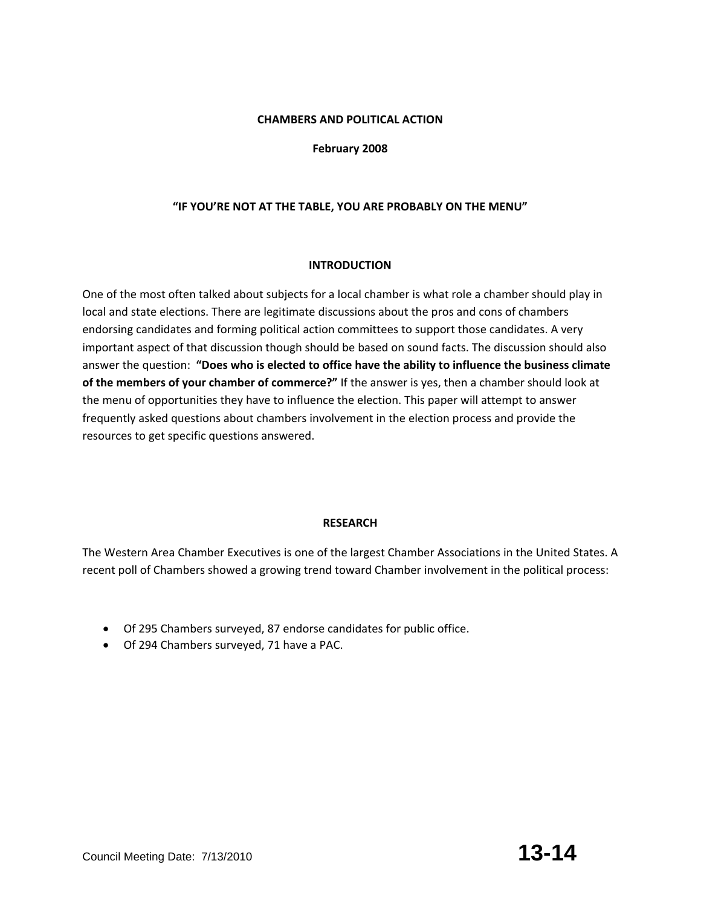**CHAMBERS AND POLITICAL ACTION**

**February 2008**

**"IF YOU'RE NOT AT THE TABLE, YOU ARE PROBABLY ON THE MENU"**

## INTRODUCTION

One of the most often talked about subjects for a local chamber is what role a chamber should play in local and state elections. There are legitimate discussions about the pros and cons of chambers endorsing candidates and forming political action committees to support those candidates. A very important aspect of that discussion though should be based on sound facts. The discussion should also answer the question: **"Does who is elected to office have the ability to influence the business climate of the members of your chamber of commerce?"** If the answer is yes, then a chamber should look at the menu of opportunities they have to influence the election. This paper will attempt to answer frequently asked questions about chambers involvement in the election process and provide the resources to get specific questions answered.

## RESEARCH

The Western Area Chamber Executives is one of the largest Chamber Associations in the United States. A recent poll of Chambers showed a growing trend toward Chamber involvement in the political process:

- Of 295 Chambers surveyed, 87 endorse candidates for public office.
- Of 294 Chambers surveyed, 71 have a PAC.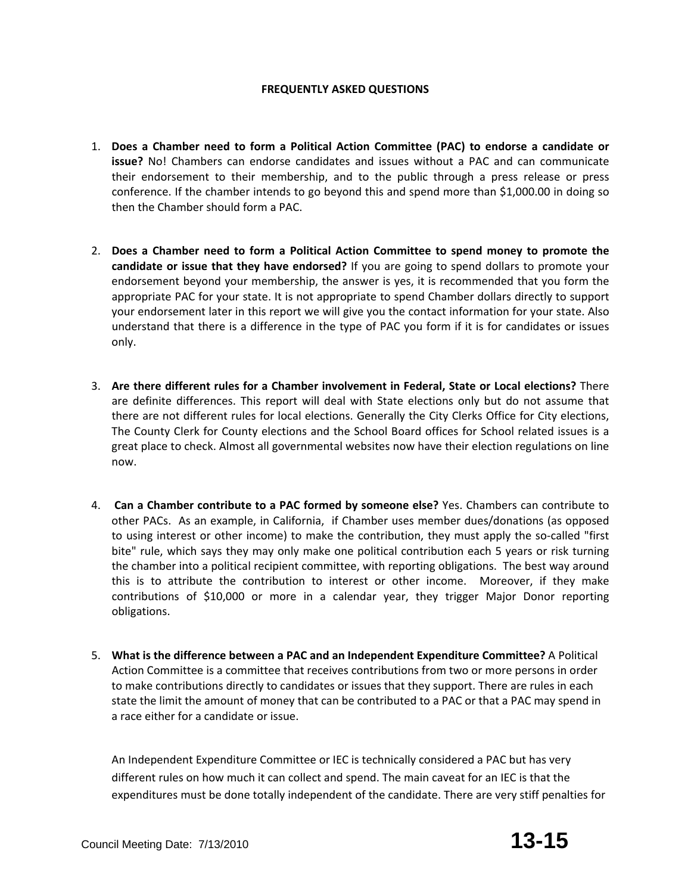**FREQUENTLY ASKED QUESTIONS**

1. **Does a Chamber need to form a Political Action Committee (PAC) to endorse a candidate or issue?** No! Chambers can endorse candidates and issues without a PAC and can communicate their endorsement to their membership, and to the public through a press release or press conference. If the chamber intends to go beyond this and spend more than $1,000.00 in doing so then the Chamber should form a PAC.

2. **Does a Chamber need to form a Political Action Committee to spend money to promote the candidate or issue that they have endorsed?** If you are going to spend dollars to promote your endorsement beyond your membership, the answer is yes, it is recommended that you form the appropriate PAC for your state. It is not appropriate to spend Chamber dollars directly to support your endorsement later in this report we will give you the contact information for your state. Also understand that there is a difference in the type of PAC you form if it is for candidates or issues only.

3. **Are there different rules for a Chamber involvement in Federal, State or Local elections?** There are definite differences. This report will deal with State elections only but do not assume that there are not different rules for local elections. Generally the City Clerks Office for City elections, The County Clerk for County elections and the School Board offices for School related issues is a great place to check. Almost all governmental websites now have their election regulations on line now.

4. **Can a Chamber contribute to a PAC formed by someone else?** Yes. Chambers can contribute to other PACs. As an example, in California, if Chamber uses member dues/donations (as opposed to using interest or other income) to make the contribution, they must apply the so-called "first bite" rule, which says they may only make one political contribution each 5 years or risk turning the chamber into a political recipient committee, with reporting obligations. The best way around this is to attribute the contribution to interest or other income. Moreover, if they make contributions of $10,000 or more in a calendar year, they trigger Major Donor reporting obligations.

5. **What is the difference between a PAC and an Independent Expenditure Committee?** A Political Action Committee is a committee that receives contributions from two or more persons in order to make contributions directly to candidates or issues that they support. There are rules in each state the limit the amount of money that can be contributed to a PAC or that a PAC may spend in a race either for a candidate or issue.

   An Independent Expenditure Committee or IEC is technically considered a PAC but has very different rules on how much it can collect and spend. The main caveat for an IEC is that the expenditures must be done totally independent of the candidate. There are very stiff penalties for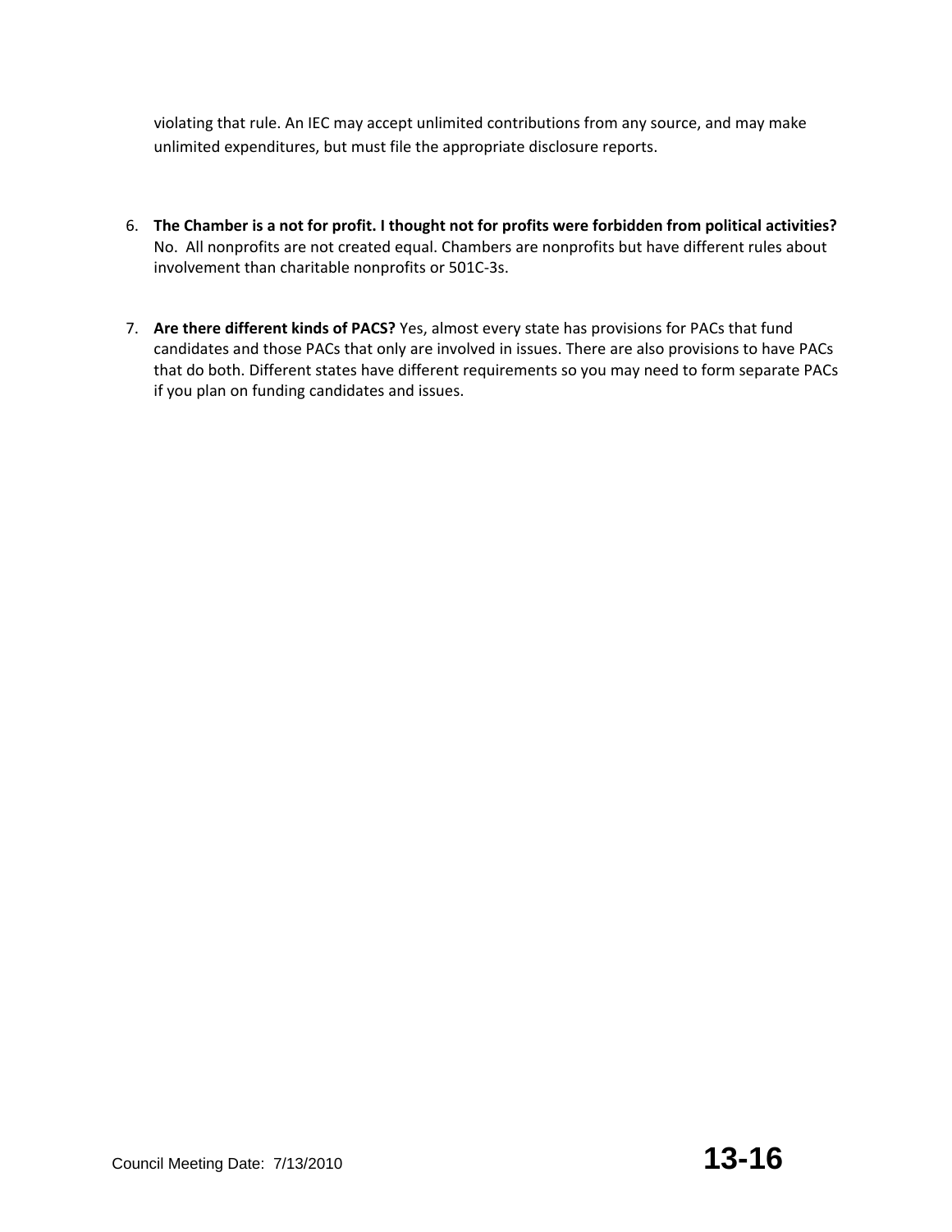violating that rule. An IEC may accept unlimited contributions from any source, and may make unlimited expenditures, but must file the appropriate disclosure reports.

6. **The Chamber is a not for profit. I thought not for profits were forbidden from political activities?** No. All nonprofits are not created equal. Chambers are nonprofits but have different rules about involvement than charitable nonprofits or 501C-3s.

7. **Are there different kinds of PACS?** Yes, almost every state has provisions for PACs that fund candidates and those PACs that only are involved in issues. There are also provisions to have PACs that do both. Different states have different requirements so you may need to form separate PACs if you plan on funding candidates and issues.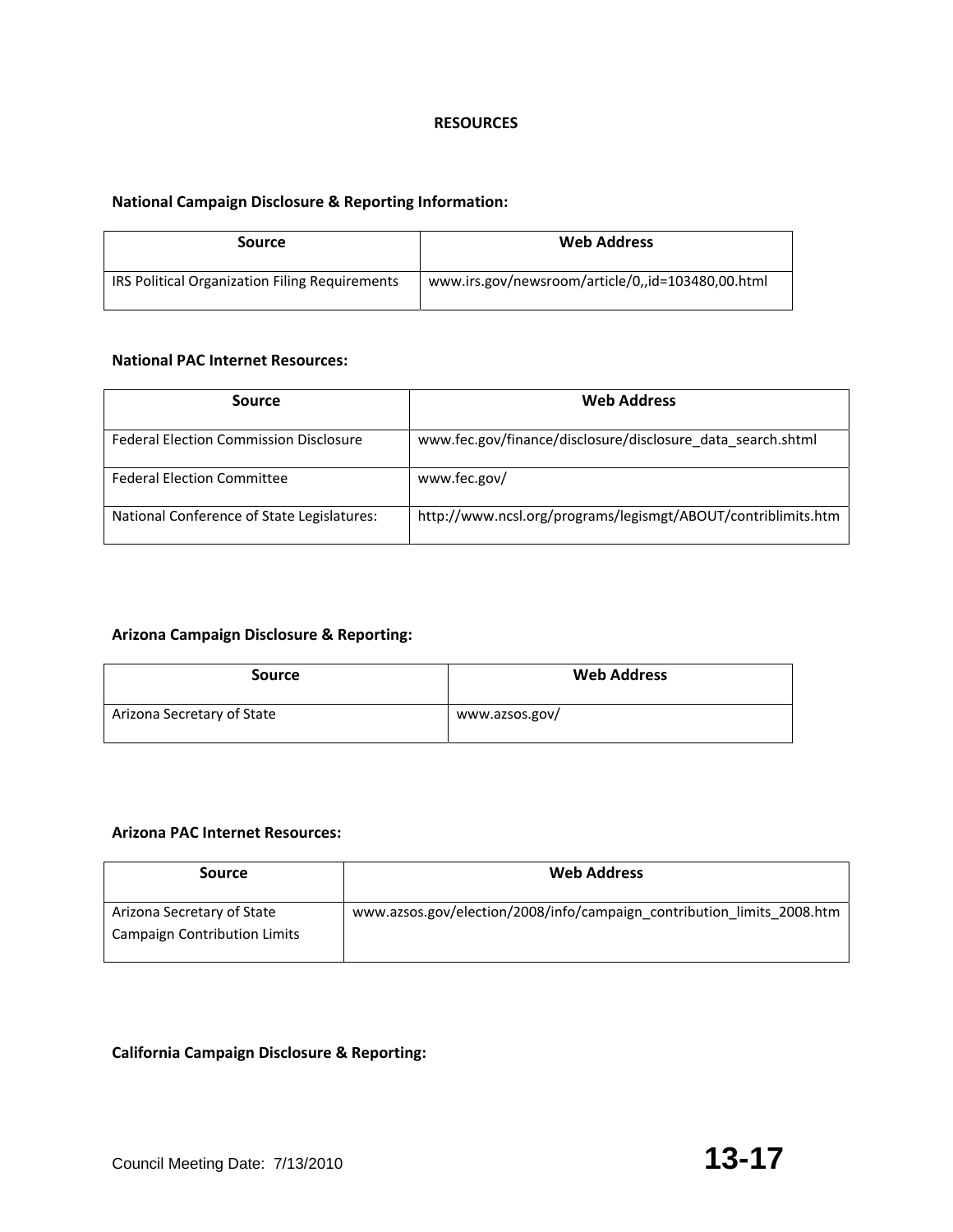# RESOURCES

**National Campaign Disclosure & Reporting Information:**

| Source | Web Address |
| --- | --- |
| IRS Political Organization Filing Requirements | www.irs.gov/newsroom/article/0,,id=103480,00.html |

**National PAC Internet Resources:**

| Source | Web Address |
| --- | --- |
| Federal Election Commission Disclosure | www.fec.gov/finance/disclosure/disclosure_data_search.shtml |
| Federal Election Committee | www.fec.gov/ |
| National Conference of State Legislatures: | http://www.ncsl.org/programs/legismgt/ABOUT/contriblimits.htm |

**Arizona Campaign Disclosure & Reporting:**

| Source | Web Address |
| --- | --- |
| Arizona Secretary of State | www.azsos.gov/ |

**Arizona PAC Internet Resources:**

| Source | Web Address |
| --- | --- |
| Arizona Secretary of State Campaign Contribution Limits | www.azsos.gov/election/2008/info/campaign_contribution_limits_2008.htm |

**California Campaign Disclosure & Reporting:**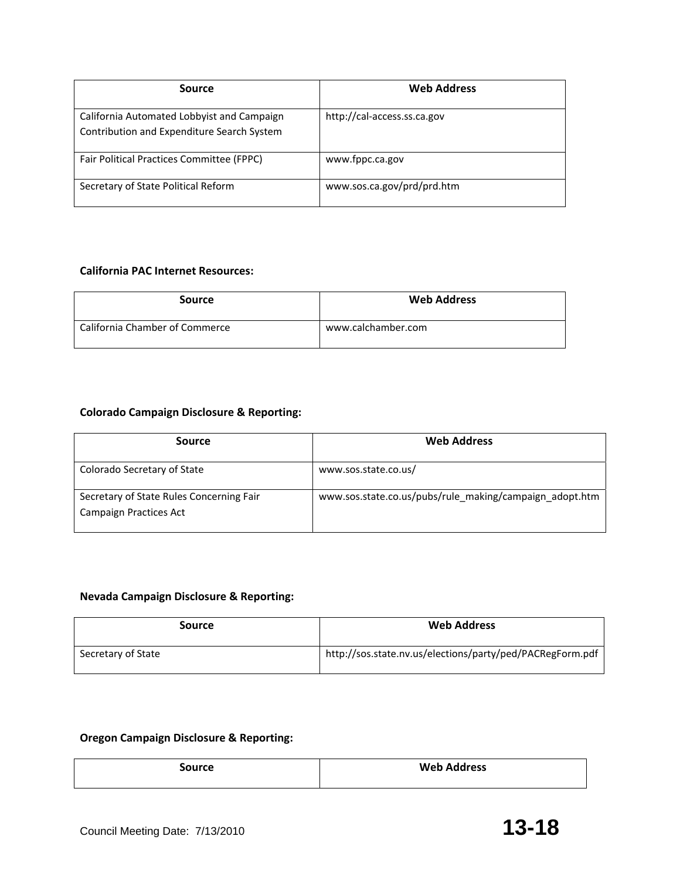| Source | Web Address |
| --- | --- |
| California Automated Lobbyist and Campaign Contribution and Expenditure Search System | http://cal-access.ss.ca.gov |
| Fair Political Practices Committee (FPPC) | www.fppc.ca.gov |
| Secretary of State Political Reform | www.sos.ca.gov/prd/prd.htm |

**California PAC Internet Resources:**

| Source | Web Address |
| --- | --- |
| California Chamber of Commerce | www.calchamber.com |

**Colorado Campaign Disclosure & Reporting:**

| Source | Web Address |
| --- | --- |
| Colorado Secretary of State | www.sos.state.co.us/ |
| Secretary of State Rules Concerning Fair Campaign Practices Act | www.sos.state.co.us/pubs/rule_making/campaign_adopt.htm |

**Nevada Campaign Disclosure & Reporting:**

| Source | Web Address |
| --- | --- |
| Secretary of State | http://sos.state.nv.us/elections/party/ped/PACRegForm.pdf |

**Oregon Campaign Disclosure & Reporting:**

| Source | Web Address |
| --- | --- |

Council Meeting Date: 7/13/2010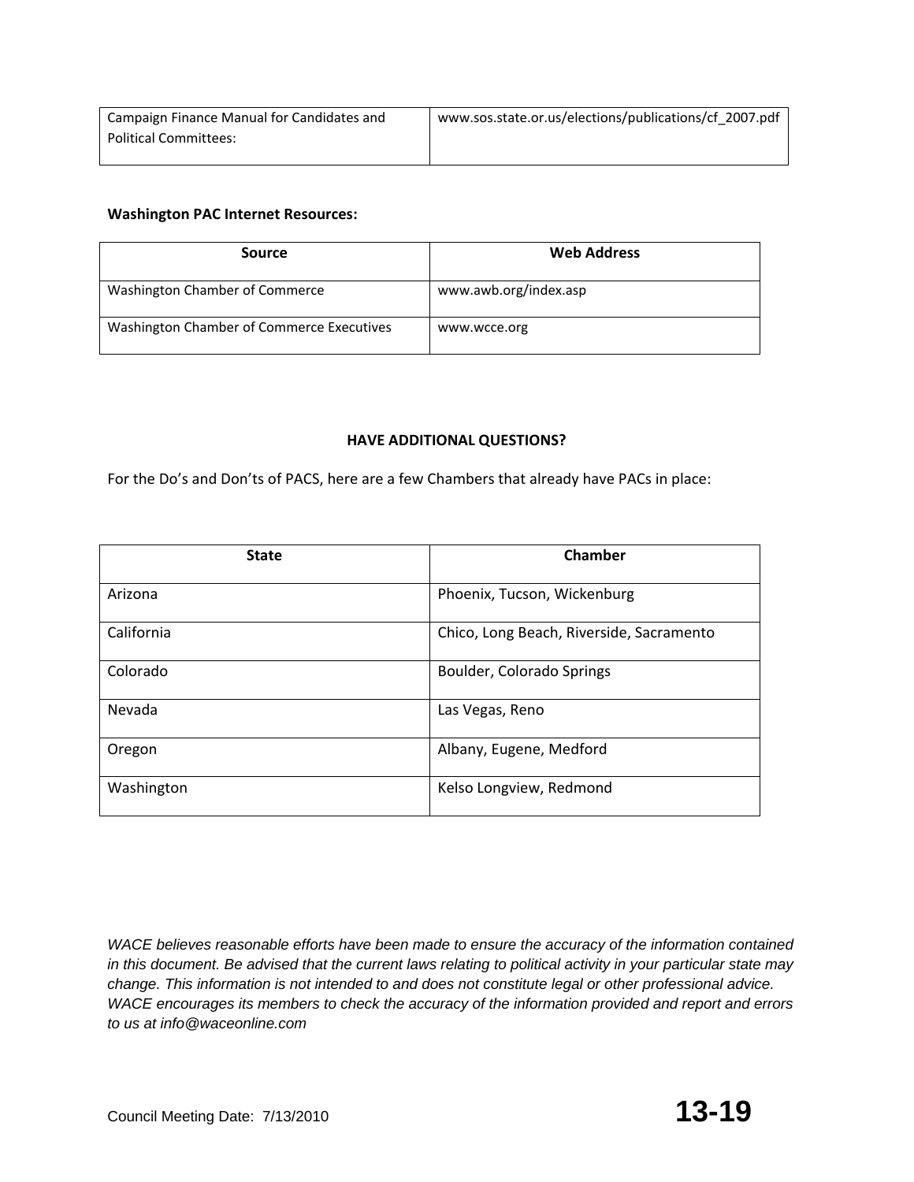| | |
|---|---|
| Campaign Finance Manual for Candidates and Political Committees: | www.sos.state.or.us/elections/publications/cf_2007.pdf |

**Washington PAC Internet Resources:**

| Source | Web Address |
|---|---|
| Washington Chamber of Commerce | www.awb.org/index.asp |
| Washington Chamber of Commerce Executives | www.wcce.org |

**HAVE ADDITIONAL QUESTIONS?**

For the Do's and Don'ts of PACS, here are a few Chambers that already have PACs in place:

| State | Chamber |
|---|---|
| Arizona | Phoenix, Tucson, Wickenburg |
| California | Chico, Long Beach, Riverside, Sacramento |
| Colorado | Boulder, Colorado Springs |
| Nevada | Las Vegas, Reno |
| Oregon | Albany, Eugene, Medford |
| Washington | Kelso Longview, Redmond |

*WACE believes reasonable efforts have been made to ensure the accuracy of the information contained in this document. Be advised that the current laws relating to political activity in your particular state may change. This information is not intended to and does not constitute legal or other professional advice. WACE encourages its members to check the accuracy of the information provided and report and errors to us at info@waceonline.com*